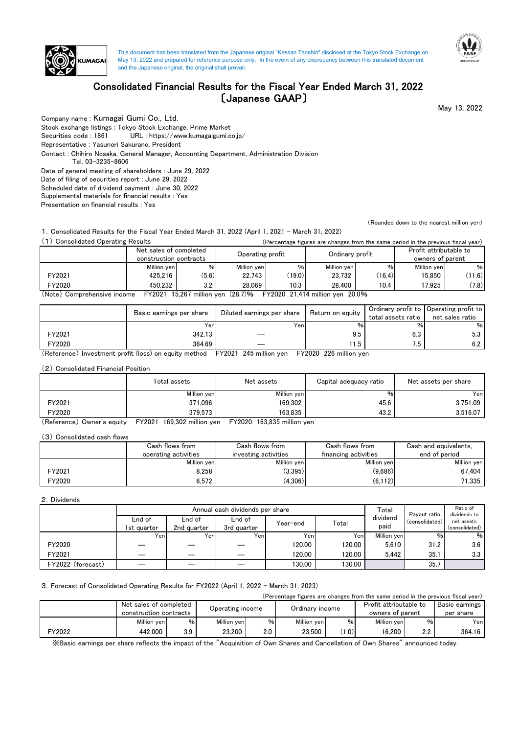This document has been translated from the Japanese original "Kessan Tanshin" disclosed at the Tokyo Stock Exchange on May 13, 2022 and prepared for reference purpose only. In the event of any discrepancy between this translated document and the Japanese original, the original shall prevail.

# Consolidated Financial Results for the Fiscal Year Ended March 31, 2022 〔Japanese GAAP〕

May 13, 2022

Company name : Kumagai Gumi Co., Ltd.
Stock exchange listings : Tokyo Stock Exchange, Prime Market
Securities code : 1861 URL : https://www.kumagaigumi.co.jp/
Representative : Yasunori Sakurano, President
Contact : Chihiro Nosaka, General Manager, Accounting Department, Administration Division
Tel. 03-3235-8606
Date of general meeting of shareholders : June 29, 2022
Date of filing of securities report : June 29, 2022
Scheduled date of dividend payment : June 30, 2022
Supplemental materials for financial results : Yes
Presentation on financial results : Yes

(Rounded down to the nearest million yen)

1. Consolidated Results for the Fiscal Year Ended March 31, 2022 (April 1, 2021 - March 31, 2022)

(1) Consolidated Operating Results

(Percentage figures are changes from the same period in the previous fiscal year)

| | Net sales of completed construction contracts | | Operating profit | | Ordinary profit | | Profit attributable to owners of parent | |
|---|---|---|---|---|---|---|---|---|
| | Million yen | % | Million yen | % | Million yen | % | Million yen | % |
| FY2021 | 425,216 | (5.6) | 22,743 | (19.0) | 23,732 | (16.4) | 15,850 | (11.6) |
| FY2020 | 450,232 | 3.2 | 28,069 | 10.3 | 28,400 | 10.4 | 17,925 | (7.8) |

(Note) Comprehensive income FY2021 15,267 million yen (28.7)% FY2020 21,414 million yen 20.0%

| | Basic earnings per share | Diluted earnings per share | Return on equity | Ordinary profit to total assets ratio | Operating profit to net sales ratio |
|---|---|---|---|---|---|
| | Yen | Yen | % | % | % |
| FY2021 | 342.13 | — | 9.5 | 6.3 | 5.3 |
| FY2020 | 384.69 | — | 11.5 | 7.5 | 6.2 |

(Reference) Investment profit (loss) on equity method FY2021 245 million yen FY2020 226 million yen

(2) Consolidated Financial Position

| | Total assets | Net assets | Capital adequacy ratio | Net assets per share |
|---|---|---|---|---|
| | Million yen | Million yen | % | Yen |
| FY2021 | 371,096 | 169,302 | 45.6 | 3,751.09 |
| FY2020 | 379,573 | 163,835 | 43.2 | 3,516.07 |

(Reference) Owner's equity FY2021 169,302 million yen FY2020 163,835 million yen

(3) Consolidated cash flows

| | Cash flows from operating activities | Cash flows from investing activities | Cash flows from financing activities | Cash and equivalents, end of period |
|---|---|---|---|---|
| | Million yen | Million yen | Million yen | Million yen |
| FY2021 | 8,258 | (3,395) | (9,686) | 67,404 |
| FY2020 | 6,572 | (4,306) | (6,112) | 71,335 |

2. Dividends

| | Annual cash dividends per share | | | | | Total dividend paid | Payout ratio (consolidated) | Ratio of dividends to net assets (consolidated) |
|---|---|---|---|---|---|---|---|---|
| | End of 1st quarter | End of 2nd quarter | End of 3rd quarter | Year-end | Total | | | |
| | Yen | Yen | Yen | Yen | Yen | Million yen | % | % |
| FY2020 | — | — | — | 120.00 | 120.00 | 5,610 | 31.2 | 3.6 |
| FY2021 | — | — | — | 120.00 | 120.00 | 5,442 | 35.1 | 3.3 |
| FY2022 (forecast) | — | — | — | 130.00 | 130.00 | | 35.7 | |

3. Forecast of Consolidated Operating Results for FY2022 (April 1, 2022 - March 31, 2023)

(Percentage figures are changes from the same period in the previous fiscal year)

| | Net sales of completed construction contracts | | Operating income | | Ordinary income | | Profit attributable to owners of parent | | Basic earnings per share |
|---|---|---|---|---|---|---|---|---|---|
| | Million yen | % | Million yen | % | Million yen | % | Million yen | % | Yen |
| FY2022 | 442,000 | 3.9 | 23,200 | 2.0 | 23,500 | (1.0) | 16,200 | 2.2 | 364.16 |

※Basic earnings per share reflects the impact of the "Acquisition of Own Shares and Cancellation of Own Shares" announced today.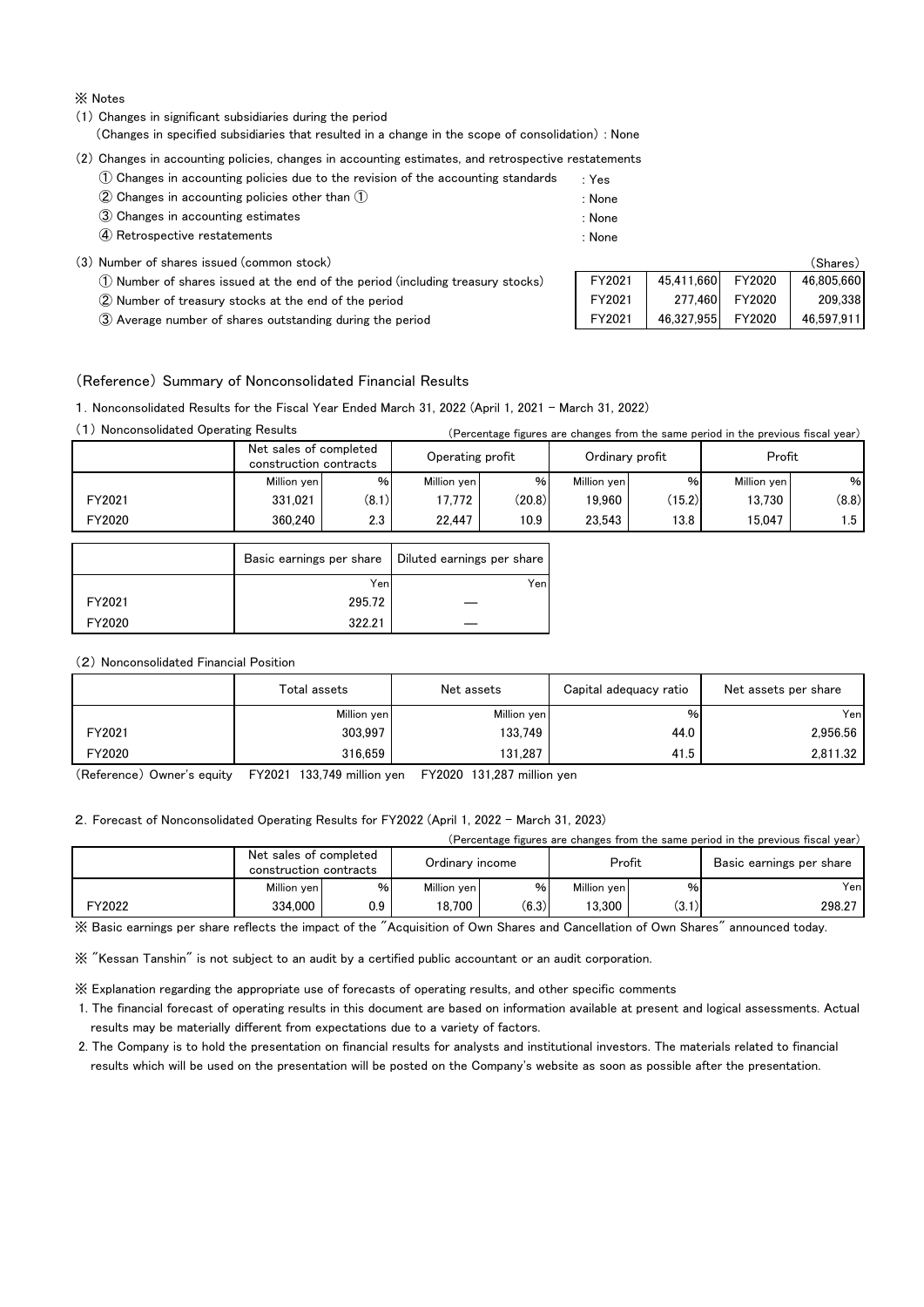※ Notes

(1) Changes in significant subsidiaries during the period
(Changes in specified subsidiaries that resulted in a change in the scope of consolidation) : None

(2) Changes in accounting policies, changes in accounting estimates, and retrospective restatements

① Changes in accounting policies due to the revision of the accounting standards : Yes
② Changes in accounting policies other than ① : None
③ Changes in accounting estimates : None
④ Retrospective restatements : None

(3) Number of shares issued (common stock)

(Shares)

| | | | | |
|---|---|---|---|---|
| ① Number of shares issued at the end of the period (including treasury stocks) | FY2021 | 45,411,660 | FY2020 | 46,805,660 |
| ② Number of treasury stocks at the end of the period | FY2021 | 277,460 | FY2020 | 209,338 |
| ③ Average number of shares outstanding during the period | FY2021 | 46,327,955 | FY2020 | 46,597,911 |

## (Reference) Summary of Nonconsolidated Financial Results

### 1. Nonconsolidated Results for the Fiscal Year Ended March 31, 2022 (April 1, 2021 – March 31, 2022)

(1) Nonconsolidated Operating Results

(Percentage figures are changes from the same period in the previous fiscal year)

| | Net sales of completed construction contracts | | Operating profit | | Ordinary profit | | Profit | |
|---|---|---|---|---|---|---|---|---|
| | Million yen | % | Million yen | % | Million yen | % | Million yen | % |
| FY2021 | 331,021 | (8.1) | 17,772 | (20.8) | 19,960 | (15.2) | 13,730 | (8.8) |
| FY2020 | 360,240 | 2.3 | 22,447 | 10.9 | 23,543 | 13.8 | 15,047 | 1.5 |

| | Basic earnings per share | Diluted earnings per share |
|---|---|---|
| | Yen | Yen |
| FY2021 | 295.72 | ― |
| FY2020 | 322.21 | ― |

(2) Nonconsolidated Financial Position

| | Total assets | Net assets | Capital adequacy ratio | Net assets per share |
|---|---|---|---|---|
| | Million yen | Million yen | % | Yen |
| FY2021 | 303,997 | 133,749 | 44.0 | 2,956.56 |
| FY2020 | 316,659 | 131,287 | 41.5 | 2,811.32 |

(Reference) Owner's equity FY2021 133,749 million yen FY2020 131,287 million yen

### 2. Forecast of Nonconsolidated Operating Results for FY2022 (April 1, 2022 – March 31, 2023)

(Percentage figures are changes from the same period in the previous fiscal year)

| | Net sales of completed construction contracts | | Ordinary income | | Profit | | Basic earnings per share |
|---|---|---|---|---|---|---|---|
| | Million yen | % | Million yen | % | Million yen | % | Yen |
| FY2022 | 334,000 | 0.9 | 18,700 | (6.3) | 13,300 | (3.1) | 298.27 |

※ Basic earnings per share reflects the impact of the "Acquisition of Own Shares and Cancellation of Own Shares" announced today.

※ "Kessan Tanshin" is not subject to an audit by a certified public accountant or an audit corporation.

※ Explanation regarding the appropriate use of forecasts of operating results, and other specific comments

1. The financial forecast of operating results in this document are based on information available at present and logical assessments. Actual results may be materially different from expectations due to a variety of factors.
2. The Company is to hold the presentation on financial results for analysts and institutional investors. The materials related to financial results which will be used on the presentation will be posted on the Company's website as soon as possible after the presentation.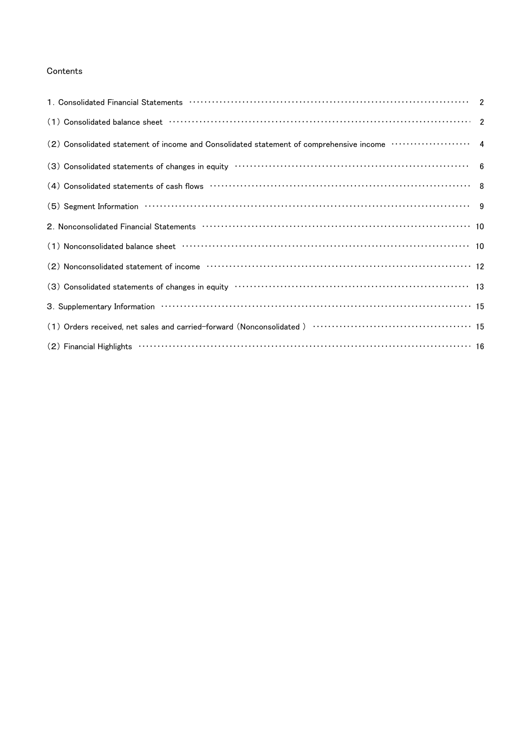Contents

| | |
|---|---|
| 1．Consolidated Financial Statements | 2 |
| （1）Consolidated balance sheet | 2 |
| （2）Consolidated statement of income and Consolidated statement of comprehensive income | 4 |
| （3）Consolidated statements of changes in equity | 6 |
| （4）Consolidated statements of cash flows | 8 |
| （5）Segment Information | 9 |
| 2．Nonconsolidated Financial Statements | 10 |
| （1）Nonconsolidated balance sheet | 10 |
| （2）Nonconsolidated statement of income | 12 |
| （3）Consolidated statements of changes in equity | 13 |
| 3．Supplementary Information | 15 |
| （1）Orders received, net sales and carried-forward（Nonconsolidated ） | 15 |
| （2）Financial Highlights | 16 |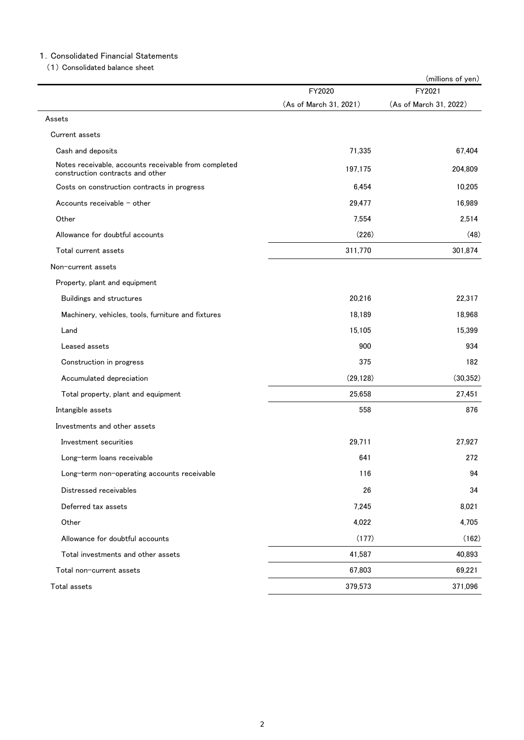1. Consolidated Financial Statements

(1) Consolidated balance sheet

(millions of yen)

| | FY2020 (As of March 31, 2021) | FY2021 (As of March 31, 2022) |
|---|---|---|
| Assets | | |
| Current assets | | |
| Cash and deposits | 71,335 | 67,404 |
| Notes receivable, accounts receivable from completed construction contracts and other | 197,175 | 204,809 |
| Costs on construction contracts in progress | 6,454 | 10,205 |
| Accounts receivable – other | 29,477 | 16,989 |
| Other | 7,554 | 2,514 |
| Allowance for doubtful accounts | (226) | (48) |
| Total current assets | 311,770 | 301,874 |
| Non-current assets | | |
| Property, plant and equipment | | |
| Buildings and structures | 20,216 | 22,317 |
| Machinery, vehicles, tools, furniture and fixtures | 18,189 | 18,968 |
| Land | 15,105 | 15,399 |
| Leased assets | 900 | 934 |
| Construction in progress | 375 | 182 |
| Accumulated depreciation | (29,128) | (30,352) |
| Total property, plant and equipment | 25,658 | 27,451 |
| Intangible assets | 558 | 876 |
| Investments and other assets | | |
| Investment securities | 29,711 | 27,927 |
| Long-term loans receivable | 641 | 272 |
| Long-term non-operating accounts receivable | 116 | 94 |
| Distressed receivables | 26 | 34 |
| Deferred tax assets | 7,245 | 8,021 |
| Other | 4,022 | 4,705 |
| Allowance for doubtful accounts | (177) | (162) |
| Total investments and other assets | 41,587 | 40,893 |
| Total non-current assets | 67,803 | 69,221 |
| Total assets | 379,573 | 371,096 |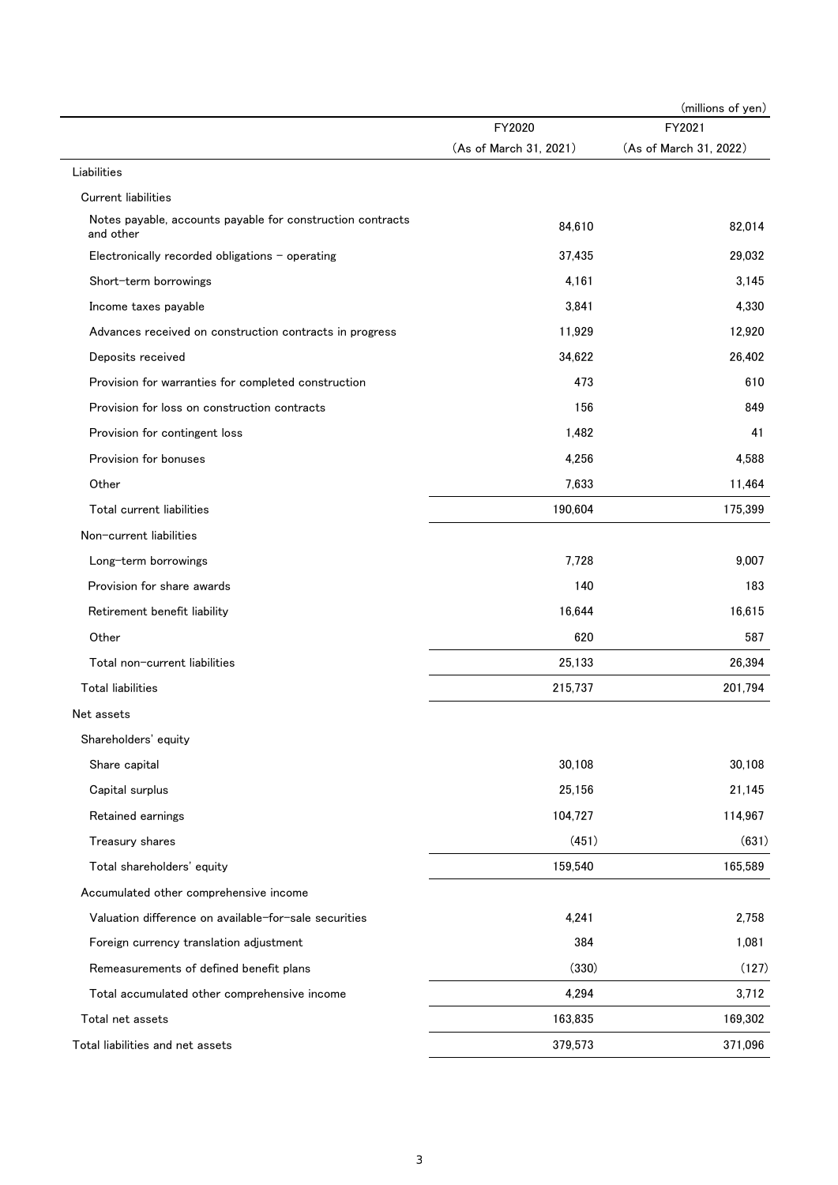(millions of yen)

| | FY2020 (As of March 31, 2021) | FY2021 (As of March 31, 2022) |
|---|---|---|
| Liabilities | | |
| Current liabilities | | |
| Notes payable, accounts payable for construction contracts and other | 84,610 | 82,014 |
| Electronically recorded obligations - operating | 37,435 | 29,032 |
| Short-term borrowings | 4,161 | 3,145 |
| Income taxes payable | 3,841 | 4,330 |
| Advances received on construction contracts in progress | 11,929 | 12,920 |
| Deposits received | 34,622 | 26,402 |
| Provision for warranties for completed construction | 473 | 610 |
| Provision for loss on construction contracts | 156 | 849 |
| Provision for contingent loss | 1,482 | 41 |
| Provision for bonuses | 4,256 | 4,588 |
| Other | 7,633 | 11,464 |
| Total current liabilities | 190,604 | 175,399 |
| Non-current liabilities | | |
| Long-term borrowings | 7,728 | 9,007 |
| Provision for share awards | 140 | 183 |
| Retirement benefit liability | 16,644 | 16,615 |
| Other | 620 | 587 |
| Total non-current liabilities | 25,133 | 26,394 |
| Total liabilities | 215,737 | 201,794 |
| Net assets | | |
| Shareholders' equity | | |
| Share capital | 30,108 | 30,108 |
| Capital surplus | 25,156 | 21,145 |
| Retained earnings | 104,727 | 114,967 |
| Treasury shares | (451) | (631) |
| Total shareholders' equity | 159,540 | 165,589 |
| Accumulated other comprehensive income | | |
| Valuation difference on available-for-sale securities | 4,241 | 2,758 |
| Foreign currency translation adjustment | 384 | 1,081 |
| Remeasurements of defined benefit plans | (330) | (127) |
| Total accumulated other comprehensive income | 4,294 | 3,712 |
| Total net assets | 163,835 | 169,302 |
| Total liabilities and net assets | 379,573 | 371,096 |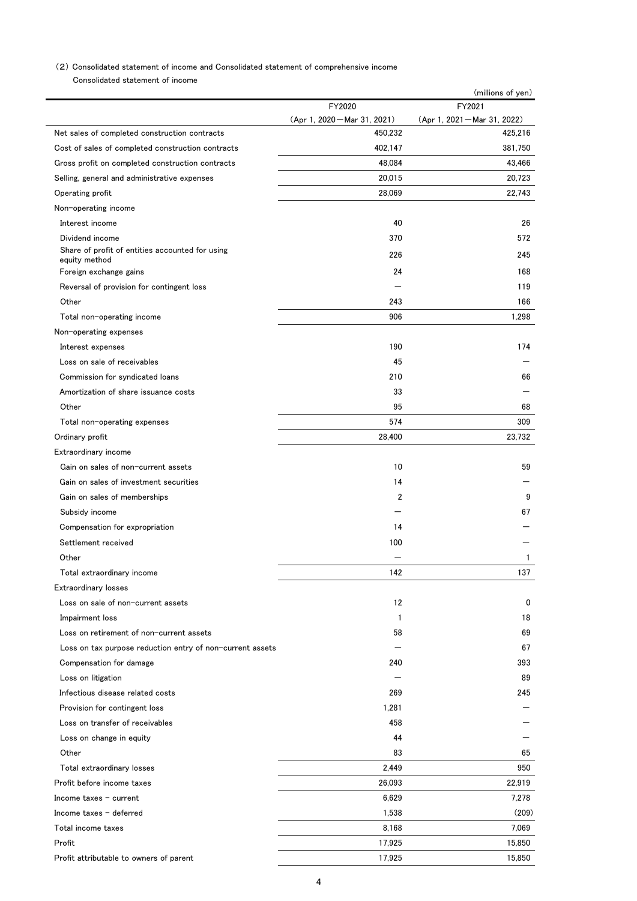(2) Consolidated statement of income and Consolidated statement of comprehensive income

Consolidated statement of income

(millions of yen)

| | FY2020<br>(Apr 1, 2020－Mar 31, 2021) | FY2021<br>(Apr 1, 2021－Mar 31, 2022) |
|---|---|---|
| Net sales of completed construction contracts | 450,232 | 425,216 |
| Cost of sales of completed construction contracts | 402,147 | 381,750 |
| Gross profit on completed construction contracts | 48,084 | 43,466 |
| Selling, general and administrative expenses | 20,015 | 20,723 |
| Operating profit | 28,069 | 22,743 |
| Non-operating income | | |
| Interest income | 40 | 26 |
| Dividend income | 370 | 572 |
| Share of profit of entities accounted for using equity method | 226 | 245 |
| Foreign exchange gains | 24 | 168 |
| Reversal of provision for contingent loss | — | 119 |
| Other | 243 | 166 |
| Total non-operating income | 906 | 1,298 |
| Non-operating expenses | | |
| Interest expenses | 190 | 174 |
| Loss on sale of receivables | 45 | — |
| Commission for syndicated loans | 210 | 66 |
| Amortization of share issuance costs | 33 | — |
| Other | 95 | 68 |
| Total non-operating expenses | 574 | 309 |
| Ordinary profit | 28,400 | 23,732 |
| Extraordinary income | | |
| Gain on sales of non-current assets | 10 | 59 |
| Gain on sales of investment securities | 14 | — |
| Gain on sales of memberships | 2 | 9 |
| Subsidy income | — | 67 |
| Compensation for expropriation | 14 | — |
| Settlement received | 100 | — |
| Other | — | 1 |
| Total extraordinary income | 142 | 137 |
| Extraordinary losses | | |
| Loss on sale of non-current assets | 12 | 0 |
| Impairment loss | 1 | 18 |
| Loss on retirement of non-current assets | 58 | 69 |
| Loss on tax purpose reduction entry of non-current assets | — | 67 |
| Compensation for damage | 240 | 393 |
| Loss on litigation | — | 89 |
| Infectious disease related costs | 269 | 245 |
| Provision for contingent loss | 1,281 | — |
| Loss on transfer of receivables | 458 | — |
| Loss on change in equity | 44 | — |
| Other | 83 | 65 |
| Total extraordinary losses | 2,449 | 950 |
| Profit before income taxes | 26,093 | 22,919 |
| Income taxes - current | 6,629 | 7,278 |
| Income taxes - deferred | 1,538 | (209) |
| Total income taxes | 8,168 | 7,069 |
| Profit | 17,925 | 15,850 |
| Profit attributable to owners of parent | 17,925 | 15,850 |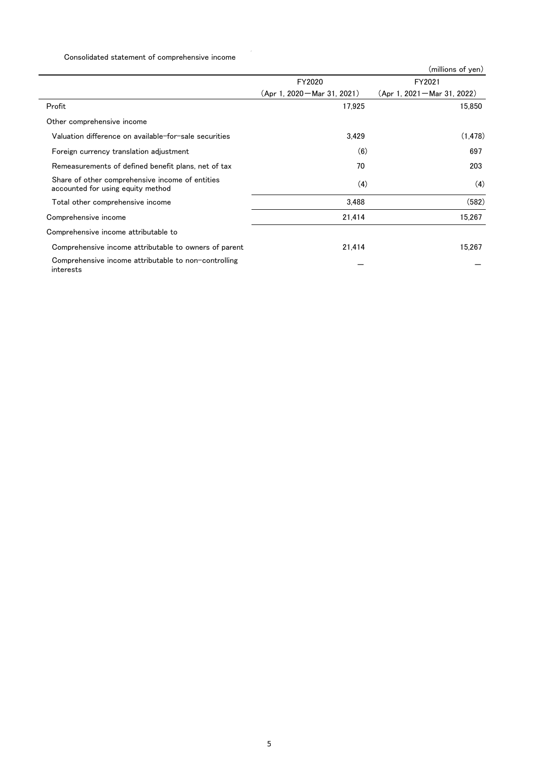Consolidated statement of comprehensive income

(millions of yen)

| | FY2020<br>(Apr 1, 2020－Mar 31, 2021) | FY2021<br>(Apr 1, 2021－Mar 31, 2022) |
|---|---|---|
| Profit | 17,925 | 15,850 |
| Other comprehensive income | | |
| Valuation difference on available-for-sale securities | 3,429 | (1,478) |
| Foreign currency translation adjustment | (6) | 697 |
| Remeasurements of defined benefit plans, net of tax | 70 | 203 |
| Share of other comprehensive income of entities accounted for using equity method | (4) | (4) |
| Total other comprehensive income | 3,488 | (582) |
| Comprehensive income | 21,414 | 15,267 |
| Comprehensive income attributable to | | |
| Comprehensive income attributable to owners of parent | 21,414 | 15,267 |
| Comprehensive income attributable to non-controlling interests | － | － |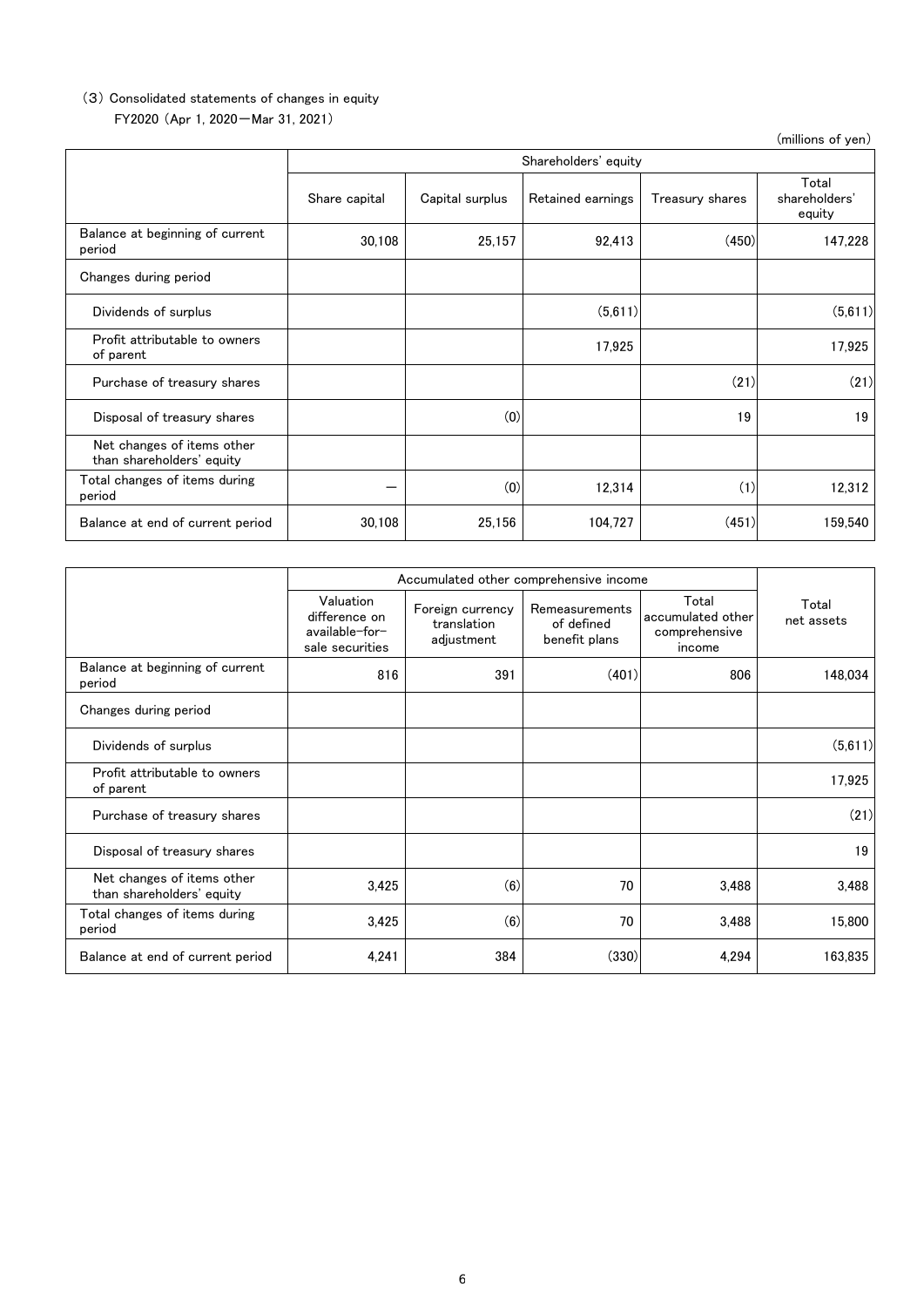(3) Consolidated statements of changes in equity

FY2020 (Apr 1, 2020－Mar 31, 2021)

(millions of yen)

| | Shareholders' equity | | | | |
|---|---|---|---|---|---|
| | Share capital | Capital surplus | Retained earnings | Treasury shares | Total shareholders' equity |
| Balance at beginning of current period | 30,108 | 25,157 | 92,413 | (450) | 147,228 |
| Changes during period | | | | | |
| Dividends of surplus | | | (5,611) | | (5,611) |
| Profit attributable to owners of parent | | | 17,925 | | 17,925 |
| Purchase of treasury shares | | | | (21) | (21) |
| Disposal of treasury shares | | (0) | | 19 | 19 |
| Net changes of items other than shareholders' equity | | | | | |
| Total changes of items during period | － | (0) | 12,314 | (1) | 12,312 |
| Balance at end of current period | 30,108 | 25,156 | 104,727 | (451) | 159,540 |

| | Accumulated other comprehensive income | | | | Total net assets |
|---|---|---|---|---|---|
| | Valuation difference on available-for-sale securities | Foreign currency translation adjustment | Remeasurements of defined benefit plans | Total accumulated other comprehensive income | |
| Balance at beginning of current period | 816 | 391 | (401) | 806 | 148,034 |
| Changes during period | | | | | |
| Dividends of surplus | | | | | (5,611) |
| Profit attributable to owners of parent | | | | | 17,925 |
| Purchase of treasury shares | | | | | (21) |
| Disposal of treasury shares | | | | | 19 |
| Net changes of items other than shareholders' equity | 3,425 | (6) | 70 | 3,488 | 3,488 |
| Total changes of items during period | 3,425 | (6) | 70 | 3,488 | 15,800 |
| Balance at end of current period | 4,241 | 384 | (330) | 4,294 | 163,835 |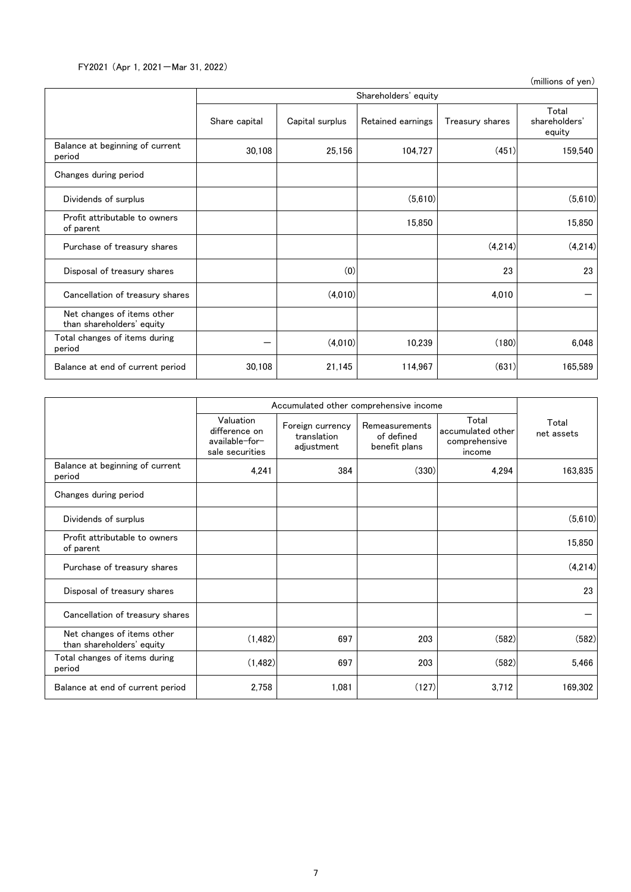FY2021 (Apr 1, 2021－Mar 31, 2022)

(millions of yen)

| | Shareholders' equity | | | | |
|---|---|---|---|---|---|
| | Share capital | Capital surplus | Retained earnings | Treasury shares | Total shareholders' equity |
| Balance at beginning of current period | 30,108 | 25,156 | 104,727 | (451) | 159,540 |
| Changes during period | | | | | |
| Dividends of surplus | | | (5,610) | | (5,610) |
| Profit attributable to owners of parent | | | 15,850 | | 15,850 |
| Purchase of treasury shares | | | | (4,214) | (4,214) |
| Disposal of treasury shares | | (0) | | 23 | 23 |
| Cancellation of treasury shares | | (4,010) | | 4,010 | ― |
| Net changes of items other than shareholders' equity | | | | | |
| Total changes of items during period | ― | (4,010) | 10,239 | (180) | 6,048 |
| Balance at end of current period | 30,108 | 21,145 | 114,967 | (631) | 165,589 |

| | Accumulated other comprehensive income | | | | Total net assets |
|---|---|---|---|---|---|
| | Valuation difference on available-for-sale securities | Foreign currency translation adjustment | Remeasurements of defined benefit plans | Total accumulated other comprehensive income | |
| Balance at beginning of current period | 4,241 | 384 | (330) | 4,294 | 163,835 |
| Changes during period | | | | | |
| Dividends of surplus | | | | | (5,610) |
| Profit attributable to owners of parent | | | | | 15,850 |
| Purchase of treasury shares | | | | | (4,214) |
| Disposal of treasury shares | | | | | 23 |
| Cancellation of treasury shares | | | | | ― |
| Net changes of items other than shareholders' equity | (1,482) | 697 | 203 | (582) | (582) |
| Total changes of items during period | (1,482) | 697 | 203 | (582) | 5,466 |
| Balance at end of current period | 2,758 | 1,081 | (127) | 3,712 | 169,302 |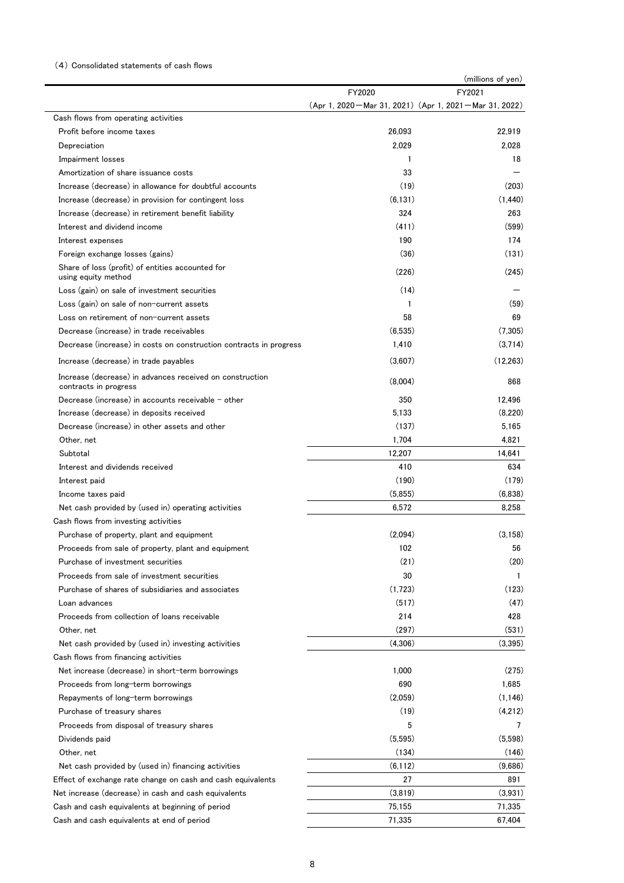### (4) Consolidated statements of cash flows

(millions of yen)

| | FY2020 (Apr 1, 2020—Mar 31, 2021) | FY2021 (Apr 1, 2021—Mar 31, 2022) |
|---|---|---|
| Cash flows from operating activities | | |
| Profit before income taxes | 26,093 | 22,919 |
| Depreciation | 2,029 | 2,028 |
| Impairment losses | 1 | 18 |
| Amortization of share issuance costs | 33 | — |
| Increase (decrease) in allowance for doubtful accounts | (19) | (203) |
| Increase (decrease) in provision for contingent loss | (6,131) | (1,440) |
| Increase (decrease) in retirement benefit liability | 324 | 263 |
| Interest and dividend income | (411) | (599) |
| Interest expenses | 190 | 174 |
| Foreign exchange losses (gains) | (36) | (131) |
| Share of loss (profit) of entities accounted for using equity method | (226) | (245) |
| Loss (gain) on sale of investment securities | (14) | — |
| Loss (gain) on sale of non-current assets | 1 | (59) |
| Loss on retirement of non-current assets | 58 | 69 |
| Decrease (increase) in trade receivables | (6,535) | (7,305) |
| Decrease (increase) in costs on construction contracts in progress | 1,410 | (3,714) |
| Increase (decrease) in trade payables | (3,607) | (12,263) |
| Increase (decrease) in advances received on construction contracts in progress | (8,004) | 868 |
| Decrease (increase) in accounts receivable – other | 350 | 12,496 |
| Increase (decrease) in deposits received | 5,133 | (8,220) |
| Decrease (increase) in other assets and other | (137) | 5,165 |
| Other, net | 1,704 | 4,821 |
| Subtotal | 12,207 | 14,641 |
| Interest and dividends received | 410 | 634 |
| Interest paid | (190) | (179) |
| Income taxes paid | (5,855) | (6,838) |
| Net cash provided by (used in) operating activities | 6,572 | 8,258 |
| Cash flows from investing activities | | |
| Purchase of property, plant and equipment | (2,094) | (3,158) |
| Proceeds from sale of property, plant and equipment | 102 | 56 |
| Purchase of investment securities | (21) | (20) |
| Proceeds from sale of investment securities | 30 | 1 |
| Purchase of shares of subsidiaries and associates | (1,723) | (123) |
| Loan advances | (517) | (47) |
| Proceeds from collection of loans receivable | 214 | 428 |
| Other, net | (297) | (531) |
| Net cash provided by (used in) investing activities | (4,306) | (3,395) |
| Cash flows from financing activities | | |
| Net increase (decrease) in short-term borrowings | 1,000 | (275) |
| Proceeds from long-term borrowings | 690 | 1,685 |
| Repayments of long-term borrowings | (2,059) | (1,146) |
| Purchase of treasury shares | (19) | (4,212) |
| Proceeds from disposal of treasury shares | 5 | 7 |
| Dividends paid | (5,595) | (5,598) |
| Other, net | (134) | (146) |
| Net cash provided by (used in) financing activities | (6,112) | (9,686) |
| Effect of exchange rate change on cash and cash equivalents | 27 | 891 |
| Net increase (decrease) in cash and cash equivalents | (3,819) | (3,931) |
| Cash and cash equivalents at beginning of period | 75,155 | 71,335 |
| Cash and cash equivalents at end of period | 71,335 | 67,404 |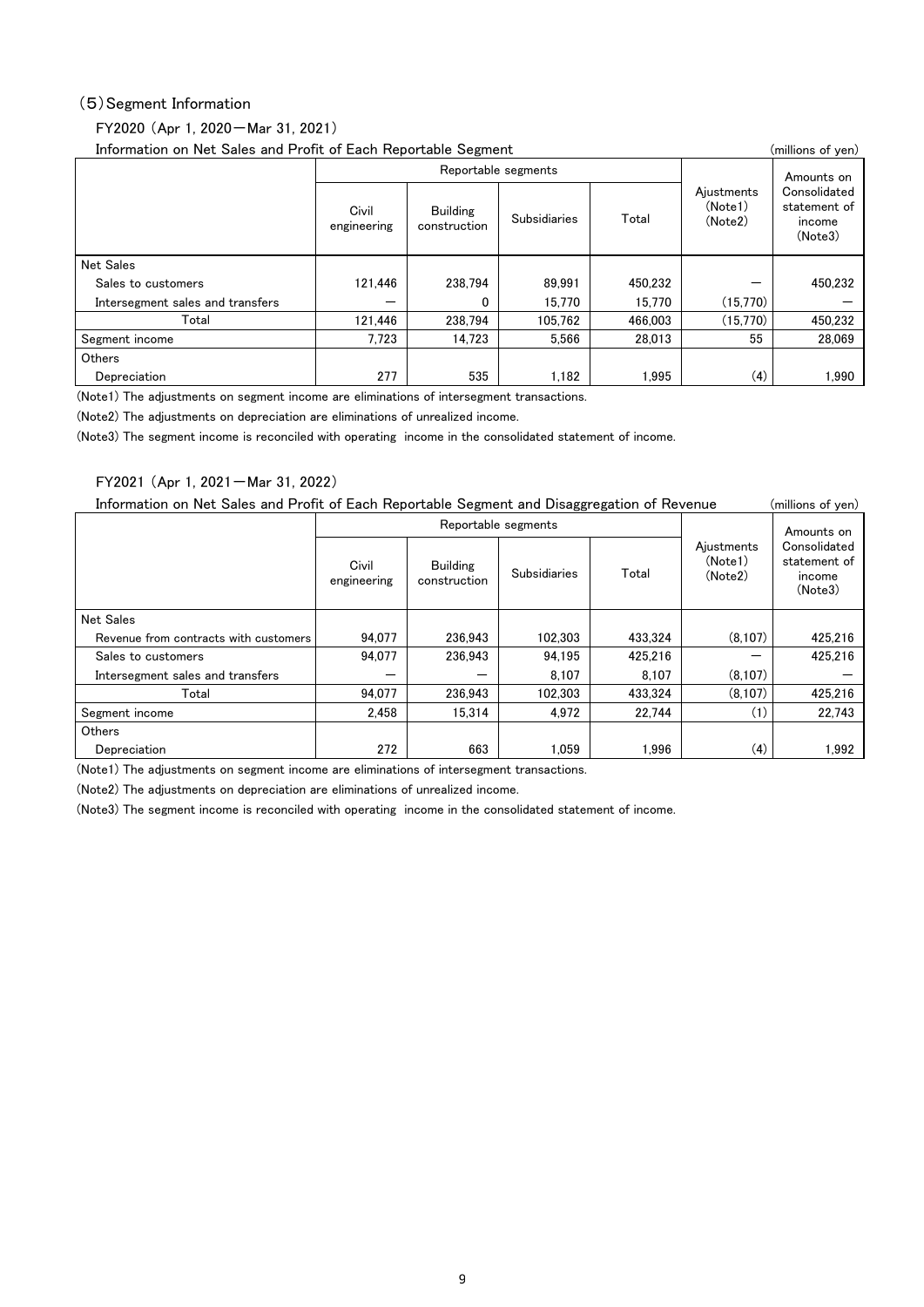## (5) Segment Information

### FY2020 (Apr 1, 2020—Mar 31, 2021)

Information on Net Sales and Profit of Each Reportable Segment (millions of yen)

| | Reportable segments | | | | Ajustments (Note1) (Note2) | Amounts on Consolidated statement of income (Note3) |
|---|---|---|---|---|---|---|
| | Civil engineering | Building construction | Subsidiaries | Total | | |
| Net Sales | | | | | | |
| Sales to customers | 121,446 | 238,794 | 89,991 | 450,232 | — | 450,232 |
| Intersegment sales and transfers | — | 0 | 15,770 | 15,770 | (15,770) | — |
| Total | 121,446 | 238,794 | 105,762 | 466,003 | (15,770) | 450,232 |
| Segment income | 7,723 | 14,723 | 5,566 | 28,013 | 55 | 28,069 |
| Others | | | | | | |
| Depreciation | 277 | 535 | 1,182 | 1,995 | (4) | 1,990 |

(Note1) The adjustments on segment income are eliminations of intersegment transactions.

(Note2) The adjustments on depreciation are eliminations of unrealized income.

(Note3) The segment income is reconciled with operating income in the consolidated statement of income.

### FY2021 (Apr 1, 2021—Mar 31, 2022)

Information on Net Sales and Profit of Each Reportable Segment and Disaggregation of Revenue (millions of yen)

| | Reportable segments | | | | Ajustments (Note1) (Note2) | Amounts on Consolidated statement of income (Note3) |
|---|---|---|---|---|---|---|
| | Civil engineering | Building construction | Subsidiaries | Total | | |
| Net Sales | | | | | | |
| Revenue from contracts with customers | 94,077 | 236,943 | 102,303 | 433,324 | (8,107) | 425,216 |
| Sales to customers | 94,077 | 236,943 | 94,195 | 425,216 | — | 425,216 |
| Intersegment sales and transfers | — | — | 8,107 | 8,107 | (8,107) | — |
| Total | 94,077 | 236,943 | 102,303 | 433,324 | (8,107) | 425,216 |
| Segment income | 2,458 | 15,314 | 4,972 | 22,744 | (1) | 22,743 |
| Others | | | | | | |
| Depreciation | 272 | 663 | 1,059 | 1,996 | (4) | 1,992 |

(Note1) The adjustments on segment income are eliminations of intersegment transactions.

(Note2) The adjustments on depreciation are eliminations of unrealized income.

(Note3) The segment income is reconciled with operating income in the consolidated statement of income.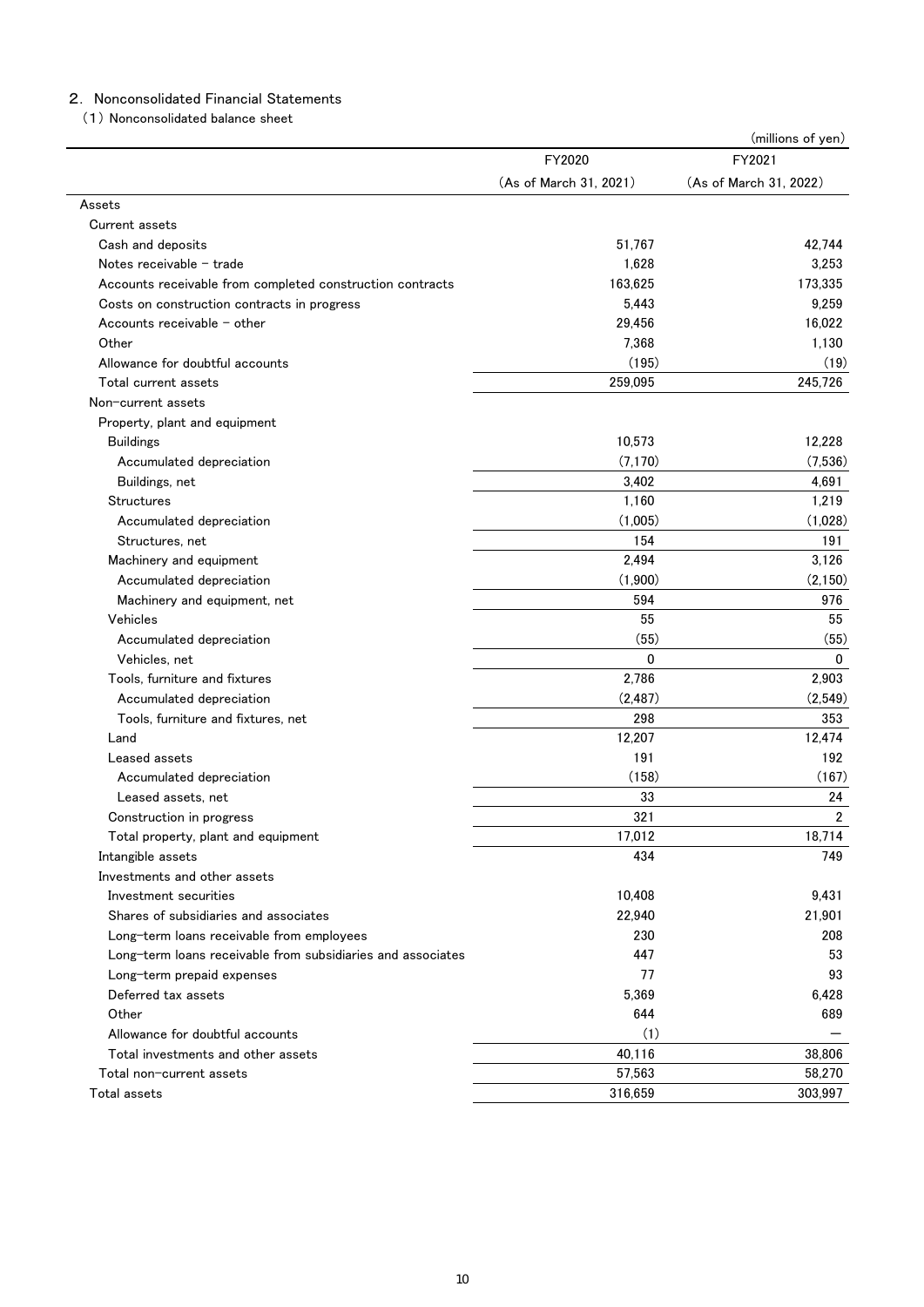## 2. Nonconsolidated Financial Statements

### (1) Nonconsolidated balance sheet

(millions of yen)

| | FY2020 (As of March 31, 2021) | FY2021 (As of March 31, 2022) |
|---|---|---|
| Assets | | |
| Current assets | | |
| Cash and deposits | 51,767 | 42,744 |
| Notes receivable – trade | 1,628 | 3,253 |
| Accounts receivable from completed construction contracts | 163,625 | 173,335 |
| Costs on construction contracts in progress | 5,443 | 9,259 |
| Accounts receivable – other | 29,456 | 16,022 |
| Other | 7,368 | 1,130 |
| Allowance for doubtful accounts | (195) | (19) |
| Total current assets | 259,095 | 245,726 |
| Non-current assets | | |
| Property, plant and equipment | | |
| Buildings | 10,573 | 12,228 |
| Accumulated depreciation | (7,170) | (7,536) |
| Buildings, net | 3,402 | 4,691 |
| Structures | 1,160 | 1,219 |
| Accumulated depreciation | (1,005) | (1,028) |
| Structures, net | 154 | 191 |
| Machinery and equipment | 2,494 | 3,126 |
| Accumulated depreciation | (1,900) | (2,150) |
| Machinery and equipment, net | 594 | 976 |
| Vehicles | 55 | 55 |
| Accumulated depreciation | (55) | (55) |
| Vehicles, net | 0 | 0 |
| Tools, furniture and fixtures | 2,786 | 2,903 |
| Accumulated depreciation | (2,487) | (2,549) |
| Tools, furniture and fixtures, net | 298 | 353 |
| Land | 12,207 | 12,474 |
| Leased assets | 191 | 192 |
| Accumulated depreciation | (158) | (167) |
| Leased assets, net | 33 | 24 |
| Construction in progress | 321 | 2 |
| Total property, plant and equipment | 17,012 | 18,714 |
| Intangible assets | 434 | 749 |
| Investments and other assets | | |
| Investment securities | 10,408 | 9,431 |
| Shares of subsidiaries and associates | 22,940 | 21,901 |
| Long-term loans receivable from employees | 230 | 208 |
| Long-term loans receivable from subsidiaries and associates | 447 | 53 |
| Long-term prepaid expenses | 77 | 93 |
| Deferred tax assets | 5,369 | 6,428 |
| Other | 644 | 689 |
| Allowance for doubtful accounts | (1) | — |
| Total investments and other assets | 40,116 | 38,806 |
| Total non-current assets | 57,563 | 58,270 |
| Total assets | 316,659 | 303,997 |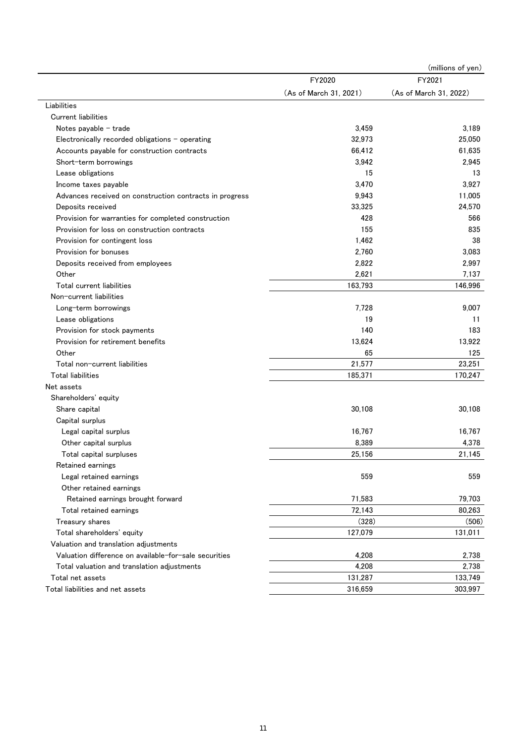(millions of yen)

| | FY2020 (As of March 31, 2021) | FY2021 (As of March 31, 2022) |
|---|---|---|
| Liabilities | | |
| Current liabilities | | |
| Notes payable – trade | 3,459 | 3,189 |
| Electronically recorded obligations – operating | 32,973 | 25,050 |
| Accounts payable for construction contracts | 66,412 | 61,635 |
| Short-term borrowings | 3,942 | 2,945 |
| Lease obligations | 15 | 13 |
| Income taxes payable | 3,470 | 3,927 |
| Advances received on construction contracts in progress | 9,943 | 11,005 |
| Deposits received | 33,325 | 24,570 |
| Provision for warranties for completed construction | 428 | 566 |
| Provision for loss on construction contracts | 155 | 835 |
| Provision for contingent loss | 1,462 | 38 |
| Provision for bonuses | 2,760 | 3,083 |
| Deposits received from employees | 2,822 | 2,997 |
| Other | 2,621 | 7,137 |
| Total current liabilities | 163,793 | 146,996 |
| Non-current liabilities | | |
| Long-term borrowings | 7,728 | 9,007 |
| Lease obligations | 19 | 11 |
| Provision for stock payments | 140 | 183 |
| Provision for retirement benefits | 13,624 | 13,922 |
| Other | 65 | 125 |
| Total non-current liabilities | 21,577 | 23,251 |
| Total liabilities | 185,371 | 170,247 |
| Net assets | | |
| Shareholders' equity | | |
| Share capital | 30,108 | 30,108 |
| Capital surplus | | |
| Legal capital surplus | 16,767 | 16,767 |
| Other capital surplus | 8,389 | 4,378 |
| Total capital surpluses | 25,156 | 21,145 |
| Retained earnings | | |
| Legal retained earnings | 559 | 559 |
| Other retained earnings | | |
| Retained earnings brought forward | 71,583 | 79,703 |
| Total retained earnings | 72,143 | 80,263 |
| Treasury shares | (328) | (506) |
| Total shareholders' equity | 127,079 | 131,011 |
| Valuation and translation adjustments | | |
| Valuation difference on available-for-sale securities | 4,208 | 2,738 |
| Total valuation and translation adjustments | 4,208 | 2,738 |
| Total net assets | 131,287 | 133,749 |
| Total liabilities and net assets | 316,659 | 303,997 |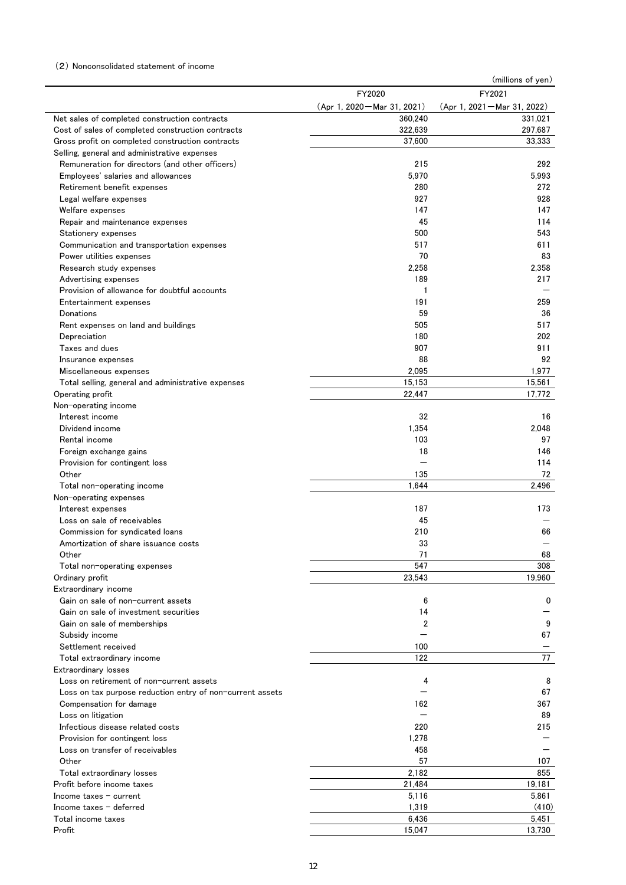（2）Nonconsolidated statement of income

(millions of yen)

| | FY2020 (Apr 1, 2020－Mar 31, 2021) | FY2021 (Apr 1, 2021－Mar 31, 2022) |
|---|---|---|
| Net sales of completed construction contracts | 360,240 | 331,021 |
| Cost of sales of completed construction contracts | 322,639 | 297,687 |
| Gross profit on completed construction contracts | 37,600 | 33,333 |
| Selling, general and administrative expenses | | |
| Remuneration for directors (and other officers) | 215 | 292 |
| Employees' salaries and allowances | 5,970 | 5,993 |
| Retirement benefit expenses | 280 | 272 |
| Legal welfare expenses | 927 | 928 |
| Welfare expenses | 147 | 147 |
| Repair and maintenance expenses | 45 | 114 |
| Stationery expenses | 500 | 543 |
| Communication and transportation expenses | 517 | 611 |
| Power utilities expenses | 70 | 83 |
| Research study expenses | 2,258 | 2,358 |
| Advertising expenses | 189 | 217 |
| Provision of allowance for doubtful accounts | 1 | － |
| Entertainment expenses | 191 | 259 |
| Donations | 59 | 36 |
| Rent expenses on land and buildings | 505 | 517 |
| Depreciation | 180 | 202 |
| Taxes and dues | 907 | 911 |
| Insurance expenses | 88 | 92 |
| Miscellaneous expenses | 2,095 | 1,977 |
| Total selling, general and administrative expenses | 15,153 | 15,561 |
| Operating profit | 22,447 | 17,772 |
| Non-operating income | | |
| Interest income | 32 | 16 |
| Dividend income | 1,354 | 2,048 |
| Rental income | 103 | 97 |
| Foreign exchange gains | 18 | 146 |
| Provision for contingent loss | － | 114 |
| Other | 135 | 72 |
| Total non-operating income | 1,644 | 2,496 |
| Non-operating expenses | | |
| Interest expenses | 187 | 173 |
| Loss on sale of receivables | 45 | － |
| Commission for syndicated loans | 210 | 66 |
| Amortization of share issuance costs | 33 | － |
| Other | 71 | 68 |
| Total non-operating expenses | 547 | 308 |
| Ordinary profit | 23,543 | 19,960 |
| Extraordinary income | | |
| Gain on sale of non-current assets | 6 | 0 |
| Gain on sale of investment securities | 14 | － |
| Gain on sale of memberships | 2 | 9 |
| Subsidy income | － | 67 |
| Settlement received | 100 | － |
| Total extraordinary income | 122 | 77 |
| Extraordinary losses | | |
| Loss on retirement of non-current assets | 4 | 8 |
| Loss on tax purpose reduction entry of non-current assets | － | 67 |
| Compensation for damage | 162 | 367 |
| Loss on litigation | － | 89 |
| Infectious disease related costs | 220 | 215 |
| Provision for contingent loss | 1,278 | － |
| Loss on transfer of receivables | 458 | － |
| Other | 57 | 107 |
| Total extraordinary losses | 2,182 | 855 |
| Profit before income taxes | 21,484 | 19,181 |
| Income taxes - current | 5,116 | 5,861 |
| Income taxes - deferred | 1,319 | (410) |
| Total income taxes | 6,436 | 5,451 |
| Profit | 15,047 | 13,730 |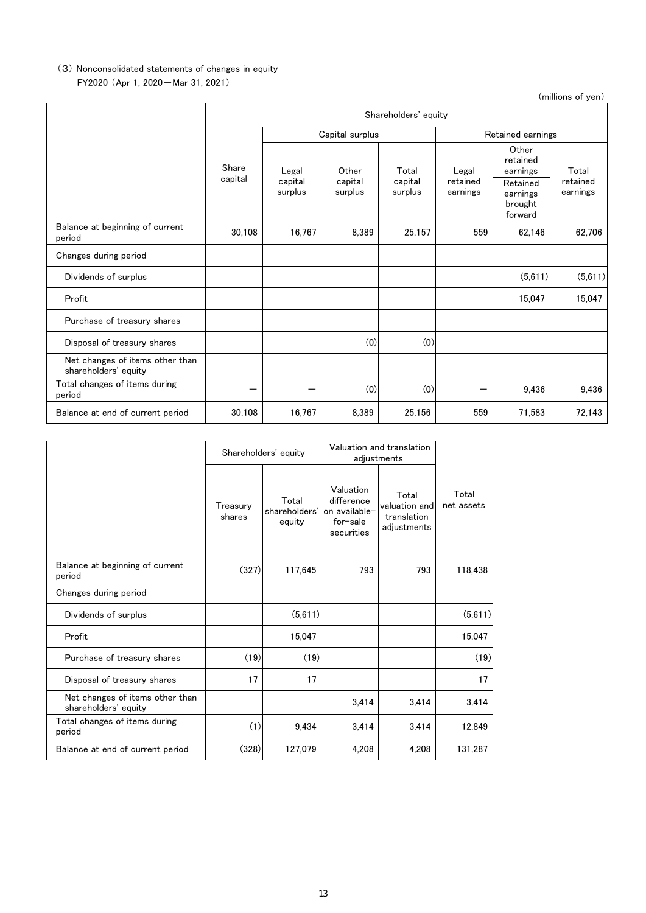(3) Nonconsolidated statements of changes in equity

FY2020 (Apr 1, 2020―Mar 31, 2021)

(millions of yen)

| | Shareholders' equity | | | | | | |
|---|---|---|---|---|---|---|---|
| | | Capital surplus | | | Retained earnings | | |
| | Share capital | Legal capital surplus | Other capital surplus | Total capital surplus | Legal retained earnings | Other retained earnings<br>Retained earnings brought forward | Total retained earnings |
| Balance at beginning of current period | 30,108 | 16,767 | 8,389 | 25,157 | 559 | 62,146 | 62,706 |
| Changes during period | | | | | | | |
| Dividends of surplus | | | | | | (5,611) | (5,611) |
| Profit | | | | | | 15,047 | 15,047 |
| Purchase of treasury shares | | | | | | | |
| Disposal of treasury shares | | | (0) | (0) | | | |
| Net changes of items other than shareholders' equity | | | | | | | |
| Total changes of items during period | ― | ― | (0) | (0) | ― | 9,436 | 9,436 |
| Balance at end of current period | 30,108 | 16,767 | 8,389 | 25,156 | 559 | 71,583 | 72,143 |

| | Shareholders' equity | | Valuation and translation adjustments | | |
|---|---|---|---|---|---|
| | Treasury shares | Total shareholders' equity | Valuation difference on available-for-sale securities | Total valuation and translation adjustments | Total net assets |
| Balance at beginning of current period | (327) | 117,645 | 793 | 793 | 118,438 |
| Changes during period | | | | | |
| Dividends of surplus | | (5,611) | | | (5,611) |
| Profit | | 15,047 | | | 15,047 |
| Purchase of treasury shares | (19) | (19) | | | (19) |
| Disposal of treasury shares | 17 | 17 | | | 17 |
| Net changes of items other than shareholders' equity | | | 3,414 | 3,414 | 3,414 |
| Total changes of items during period | (1) | 9,434 | 3,414 | 3,414 | 12,849 |
| Balance at end of current period | (328) | 127,079 | 4,208 | 4,208 | 131,287 |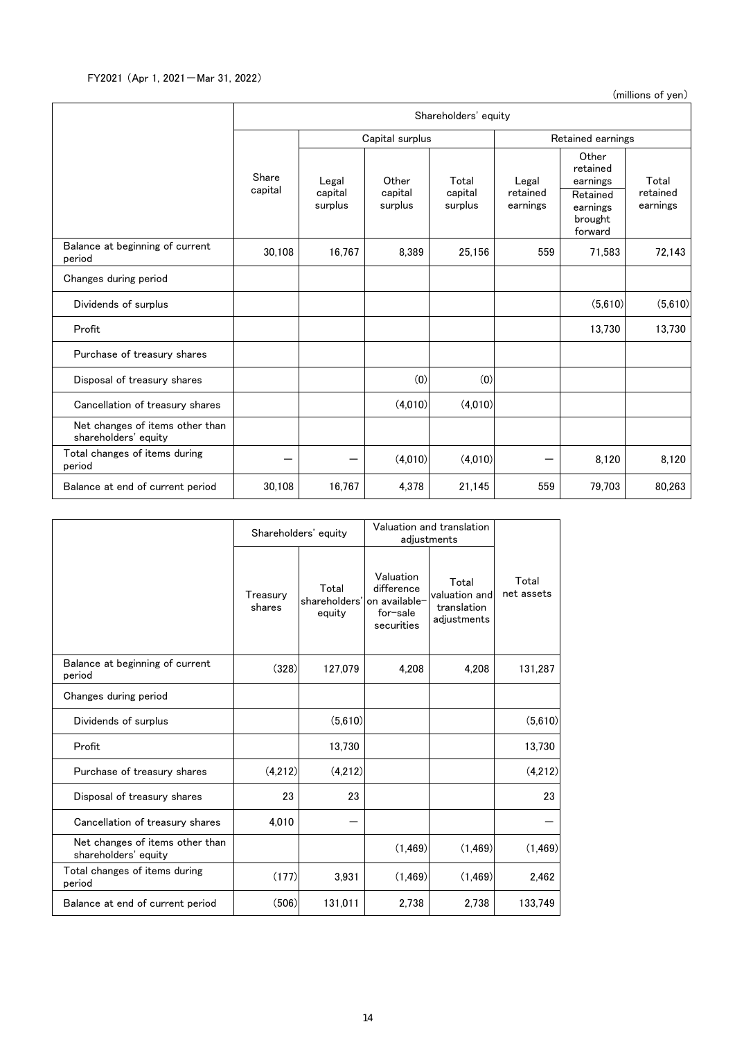FY2021 (Apr 1, 2021－Mar 31, 2022)

(millions of yen)

| | Shareholders' equity | | | | | | |
|---|---|---|---|---|---|---|---|
| | | Capital surplus | | | Retained earnings | | |
| | Share capital | Legal capital surplus | Other capital surplus | Total capital surplus | Legal retained earnings | Other retained earnings<br>Retained earnings brought forward | Total retained earnings |
| Balance at beginning of current period | 30,108 | 16,767 | 8,389 | 25,156 | 559 | 71,583 | 72,143 |
| Changes during period | | | | | | | |
| Dividends of surplus | | | | | | (5,610) | (5,610) |
| Profit | | | | | | 13,730 | 13,730 |
| Purchase of treasury shares | | | | | | | |
| Disposal of treasury shares | | | (0) | (0) | | | |
| Cancellation of treasury shares | | | (4,010) | (4,010) | | | |
| Net changes of items other than shareholders' equity | | | | | | | |
| Total changes of items during period | － | － | (4,010) | (4,010) | － | 8,120 | 8,120 |
| Balance at end of current period | 30,108 | 16,767 | 4,378 | 21,145 | 559 | 79,703 | 80,263 |

| | Shareholders' equity | | Valuation and translation adjustments | | |
|---|---|---|---|---|---|
| | Treasury shares | Total shareholders' equity | Valuation difference on available-for-sale securities | Total valuation and translation adjustments | Total net assets |
| Balance at beginning of current period | (328) | 127,079 | 4,208 | 4,208 | 131,287 |
| Changes during period | | | | | |
| Dividends of surplus | | (5,610) | | | (5,610) |
| Profit | | 13,730 | | | 13,730 |
| Purchase of treasury shares | (4,212) | (4,212) | | | (4,212) |
| Disposal of treasury shares | 23 | 23 | | | 23 |
| Cancellation of treasury shares | 4,010 | － | | | － |
| Net changes of items other than shareholders' equity | | | (1,469) | (1,469) | (1,469) |
| Total changes of items during period | (177) | 3,931 | (1,469) | (1,469) | 2,462 |
| Balance at end of current period | (506) | 131,011 | 2,738 | 2,738 | 133,749 |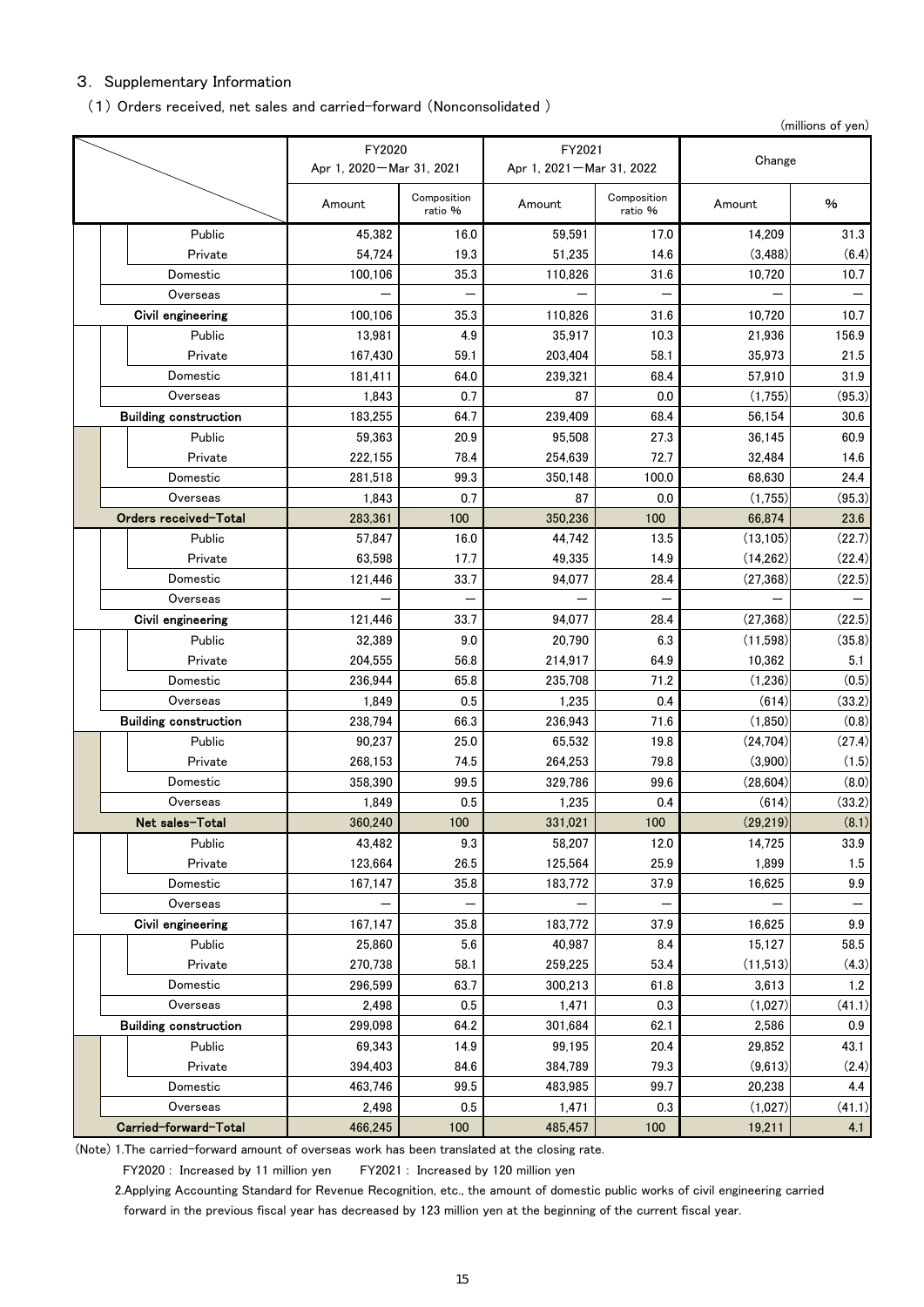## 3. Supplementary Information

### (1) Orders received, net sales and carried-forward (Nonconsolidated)

(millions of yen)

| | FY2020 Apr 1, 2020－Mar 31, 2021 | | FY2021 Apr 1, 2021－Mar 31, 2022 | | Change | |
|---|---|---|---|---|---|---|
| | Amount | Composition ratio % | Amount | Composition ratio % | Amount | % |
| Public | 45,382 | 16.0 | 59,591 | 17.0 | 14,209 | 31.3 |
| Private | 54,724 | 19.3 | 51,235 | 14.6 | (3,488) | (6.4) |
| Domestic | 100,106 | 35.3 | 110,826 | 31.6 | 10,720 | 10.7 |
| Overseas | — | — | — | — | — | — |
| **Civil engineering** | 100,106 | 35.3 | 110,826 | 31.6 | 10,720 | 10.7 |
| Public | 13,981 | 4.9 | 35,917 | 10.3 | 21,936 | 156.9 |
| Private | 167,430 | 59.1 | 203,404 | 58.1 | 35,973 | 21.5 |
| Domestic | 181,411 | 64.0 | 239,321 | 68.4 | 57,910 | 31.9 |
| Overseas | 1,843 | 0.7 | 87 | 0.0 | (1,755) | (95.3) |
| **Building construction** | 183,255 | 64.7 | 239,409 | 68.4 | 56,154 | 30.6 |
| Public | 59,363 | 20.9 | 95,508 | 27.3 | 36,145 | 60.9 |
| Private | 222,155 | 78.4 | 254,639 | 72.7 | 32,484 | 14.6 |
| Domestic | 281,518 | 99.3 | 350,148 | 100.0 | 68,630 | 24.4 |
| Overseas | 1,843 | 0.7 | 87 | 0.0 | (1,755) | (95.3) |
| **Orders received-Total** | 283,361 | 100 | 350,236 | 100 | 66,874 | 23.6 |
| Public | 57,847 | 16.0 | 44,742 | 13.5 | (13,105) | (22.7) |
| Private | 63,598 | 17.7 | 49,335 | 14.9 | (14,262) | (22.4) |
| Domestic | 121,446 | 33.7 | 94,077 | 28.4 | (27,368) | (22.5) |
| Overseas | — | — | — | — | — | — |
| **Civil engineering** | 121,446 | 33.7 | 94,077 | 28.4 | (27,368) | (22.5) |
| Public | 32,389 | 9.0 | 20,790 | 6.3 | (11,598) | (35.8) |
| Private | 204,555 | 56.8 | 214,917 | 64.9 | 10,362 | 5.1 |
| Domestic | 236,944 | 65.8 | 235,708 | 71.2 | (1,236) | (0.5) |
| Overseas | 1,849 | 0.5 | 1,235 | 0.4 | (614) | (33.2) |
| **Building construction** | 238,794 | 66.3 | 236,943 | 71.6 | (1,850) | (0.8) |
| Public | 90,237 | 25.0 | 65,532 | 19.8 | (24,704) | (27.4) |
| Private | 268,153 | 74.5 | 264,253 | 79.8 | (3,900) | (1.5) |
| Domestic | 358,390 | 99.5 | 329,786 | 99.6 | (28,604) | (8.0) |
| Overseas | 1,849 | 0.5 | 1,235 | 0.4 | (614) | (33.2) |
| **Net sales-Total** | 360,240 | 100 | 331,021 | 100 | (29,219) | (8.1) |
| Public | 43,482 | 9.3 | 58,207 | 12.0 | 14,725 | 33.9 |
| Private | 123,664 | 26.5 | 125,564 | 25.9 | 1,899 | 1.5 |
| Domestic | 167,147 | 35.8 | 183,772 | 37.9 | 16,625 | 9.9 |
| Overseas | — | — | — | — | — | — |
| **Civil engineering** | 167,147 | 35.8 | 183,772 | 37.9 | 16,625 | 9.9 |
| Public | 25,860 | 5.6 | 40,987 | 8.4 | 15,127 | 58.5 |
| Private | 270,738 | 58.1 | 259,225 | 53.4 | (11,513) | (4.3) |
| Domestic | 296,599 | 63.7 | 300,213 | 61.8 | 3,613 | 1.2 |
| Overseas | 2,498 | 0.5 | 1,471 | 0.3 | (1,027) | (41.1) |
| **Building construction** | 299,098 | 64.2 | 301,684 | 62.1 | 2,586 | 0.9 |
| Public | 69,343 | 14.9 | 99,195 | 20.4 | 29,852 | 43.1 |
| Private | 394,403 | 84.6 | 384,789 | 79.3 | (9,613) | (2.4) |
| Domestic | 463,746 | 99.5 | 483,985 | 99.7 | 20,238 | 4.4 |
| Overseas | 2,498 | 0.5 | 1,471 | 0.3 | (1,027) | (41.1) |
| **Carried-forward-Total** | 466,245 | 100 | 485,457 | 100 | 19,211 | 4.1 |

(Note) 1.The carried-forward amount of overseas work has been translated at the closing rate.

FY2020 : Increased by 11 million yen　　FY2021 : Increased by 120 million yen

2.Applying Accounting Standard for Revenue Recognition, etc., the amount of domestic public works of civil engineering carried forward in the previous fiscal year has decreased by 123 million yen at the beginning of the current fiscal year.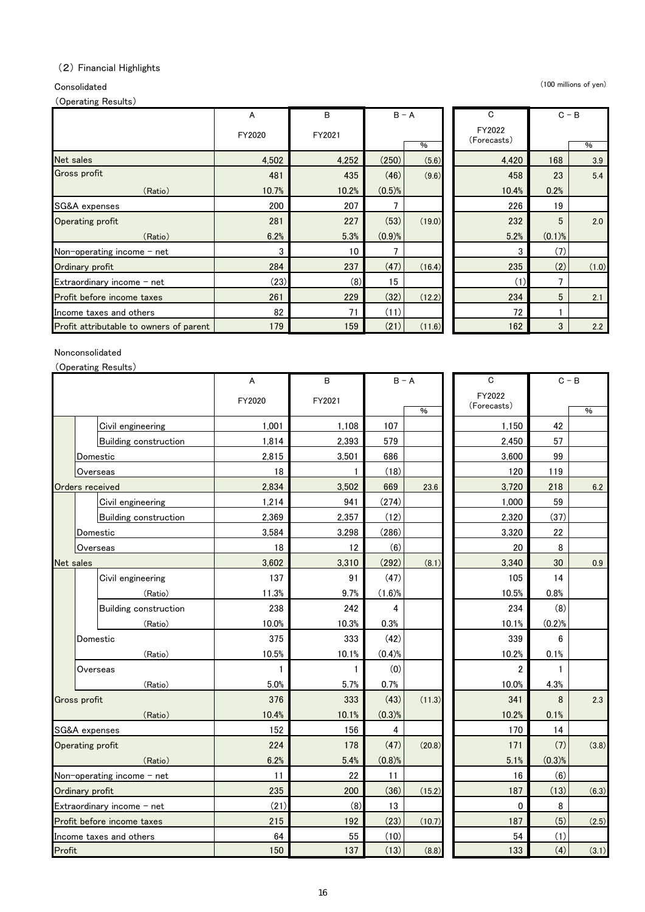（2）Financial Highlights

Consolidated

(100 millions of yen)

(Operating Results)

| | A | B | B－A | | C | C－B | |
|---|---|---|---|---|---|---|---|
| | FY2020 | FY2021 | | % | FY2022 (Forecasts) | | % |
| Net sales | 4,502 | 4,252 | (250) | (5.6) | 4,420 | 168 | 3.9 |
| Gross profit | 481 | 435 | (46) | (9.6) | 458 | 23 | 5.4 |
| (Ratio) | 10.7% | 10.2% | (0.5)% | | 10.4% | 0.2% | |
| SG&A expenses | 200 | 207 | 7 | | 226 | 19 | |
| Operating profit | 281 | 227 | (53) | (19.0) | 232 | 5 | 2.0 |
| (Ratio) | 6.2% | 5.3% | (0.9)% | | 5.2% | (0.1)% | |
| Non-operating income － net | 3 | 10 | 7 | | 3 | (7) | |
| Ordinary profit | 284 | 237 | (47) | (16.4) | 235 | (2) | (1.0) |
| Extraordinary income － net | (23) | (8) | 15 | | (1) | 7 | |
| Profit before income taxes | 261 | 229 | (32) | (12.2) | 234 | 5 | 2.1 |
| Income taxes and others | 82 | 71 | (11) | | 72 | 1 | |
| Profit attributable to owners of parent | 179 | 159 | (21) | (11.6) | 162 | 3 | 2.2 |

Nonconsolidated

(Operating Results)

| | A | B | B－A | | C | C－B | |
|---|---|---|---|---|---|---|---|
| | FY2020 | FY2021 | | % | FY2022 (Forecasts) | | % |
| Civil engineering | 1,001 | 1,108 | 107 | | 1,150 | 42 | |
| Building construction | 1,814 | 2,393 | 579 | | 2,450 | 57 | |
| Domestic | 2,815 | 3,501 | 686 | | 3,600 | 99 | |
| Overseas | 18 | 1 | (18) | | 120 | 119 | |
| Orders received | 2,834 | 3,502 | 669 | 23.6 | 3,720 | 218 | 6.2 |
| Civil engineering | 1,214 | 941 | (274) | | 1,000 | 59 | |
| Building construction | 2,369 | 2,357 | (12) | | 2,320 | (37) | |
| Domestic | 3,584 | 3,298 | (286) | | 3,320 | 22 | |
| Overseas | 18 | 12 | (6) | | 20 | 8 | |
| Net sales | 3,602 | 3,310 | (292) | (8.1) | 3,340 | 30 | 0.9 |
| Civil engineering | 137 | 91 | (47) | | 105 | 14 | |
| (Ratio) | 11.3% | 9.7% | (1.6)% | | 10.5% | 0.8% | |
| Building construction | 238 | 242 | 4 | | 234 | (8) | |
| (Ratio) | 10.0% | 10.3% | 0.3% | | 10.1% | (0.2)% | |
| Domestic | 375 | 333 | (42) | | 339 | 6 | |
| (Ratio) | 10.5% | 10.1% | (0.4)% | | 10.2% | 0.1% | |
| Overseas | 1 | 1 | (0) | | 2 | 1 | |
| (Ratio) | 5.0% | 5.7% | 0.7% | | 10.0% | 4.3% | |
| Gross profit | 376 | 333 | (43) | (11.3) | 341 | 8 | 2.3 |
| (Ratio) | 10.4% | 10.1% | (0.3)% | | 10.2% | 0.1% | |
| SG&A expenses | 152 | 156 | 4 | | 170 | 14 | |
| Operating profit | 224 | 178 | (47) | (20.8) | 171 | (7) | (3.8) |
| (Ratio) | 6.2% | 5.4% | (0.8)% | | 5.1% | (0.3)% | |
| Non-operating income － net | 11 | 22 | 11 | | 16 | (6) | |
| Ordinary profit | 235 | 200 | (36) | (15.2) | 187 | (13) | (6.3) |
| Extraordinary income － net | (21) | (8) | 13 | | 0 | 8 | |
| Profit before income taxes | 215 | 192 | (23) | (10.7) | 187 | (5) | (2.5) |
| Income taxes and others | 64 | 55 | (10) | | 54 | (1) | |
| Profit | 150 | 137 | (13) | (8.8) | 133 | (4) | (3.1) |